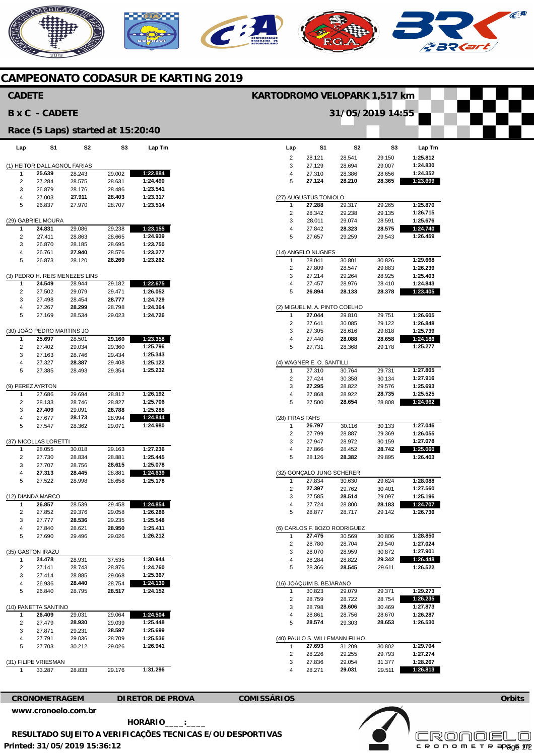# CAMPEONATO CODASUR DE KARTING 2019

## CADETE

**KARTODROMO VELOPARK 1,517 km**

**B x C - CADETE**

**31/05/2019 14:55**

**Race (5 Laps) started at 15:20:40**

| Lap | S1 | S2 | S3 | Lap Tm |
|---|---|---|---|---|
| (1) HEITOR DALL AGNOL FARIAS | | | | |
| 1 | **25.639** | 28.243 | 29.002 | **1:22.884** |
| 2 | 27.284 | 28.575 | 28.631 | **1:24.490** |
| 3 | 26.879 | 28.176 | 28.486 | **1:23.541** |
| 4 | 27.003 | **27.911** | **28.403** | **1:23.317** |
| 5 | 26.837 | 27.970 | 28.707 | **1:23.514** |
| (29) GABRIEL MOURA | | | | |
| 1 | **24.831** | 29.086 | 29.238 | **1:23.155** |
| 2 | 27.411 | 28.863 | 28.665 | **1:24.939** |
| 3 | 26.870 | 28.185 | 28.695 | **1:23.750** |
| 4 | 26.761 | **27.940** | 28.576 | **1:23.277** |
| 5 | 26.873 | 28.120 | **28.269** | **1:23.262** |
| (3) PEDRO H. REIS MENEZES LINS | | | | |
| 1 | **24.549** | 28.944 | 29.182 | **1:22.675** |
| 2 | 27.502 | 29.079 | 29.471 | **1:26.052** |
| 3 | 27.498 | 28.454 | **28.777** | **1:24.729** |
| 4 | 27.267 | **28.299** | 28.798 | **1:24.364** |
| 5 | 27.169 | 28.534 | 29.023 | **1:24.726** |
| (30) JOÃO PEDRO MARTINS JO | | | | |
| 1 | **25.697** | 28.501 | **29.160** | **1:23.358** |
| 2 | 27.402 | 29.034 | 29.360 | **1:25.796** |
| 3 | 27.163 | 28.746 | 29.434 | **1:25.343** |
| 4 | 27.327 | **28.387** | 29.408 | **1:25.122** |
| 5 | 27.385 | 28.493 | 29.354 | **1:25.232** |
| (9) PEREZ AYRTON | | | | |
| 1 | 27.686 | 29.694 | 28.812 | **1:26.192** |
| 2 | 28.133 | 28.746 | 28.827 | **1:25.706** |
| 3 | **27.409** | 29.091 | **28.788** | **1:25.288** |
| 4 | 27.677 | **28.173** | 28.994 | **1:24.844** |
| 5 | 27.547 | 28.362 | 29.071 | **1:24.980** |
| (37) NICOLLAS LORETTI | | | | |
| 1 | 28.055 | 30.018 | 29.163 | **1:27.236** |
| 2 | 27.730 | 28.834 | 28.881 | **1:25.445** |
| 3 | 27.707 | 28.756 | **28.615** | **1:25.078** |
| 4 | **27.313** | **28.445** | 28.881 | **1:24.639** |
| 5 | 27.522 | 28.998 | 28.658 | **1:25.178** |
| (12) DIANDA MARCO | | | | |
| 1 | **26.857** | 28.539 | 29.458 | **1:24.854** |
| 2 | 27.852 | 29.376 | 29.058 | **1:26.286** |
| 3 | 27.777 | **28.536** | 29.235 | **1:25.548** |
| 4 | 27.840 | 28.621 | **28.950** | **1:25.411** |
| 5 | 27.690 | 29.496 | 29.026 | **1:26.212** |
| (35) GASTON IRAZU | | | | |
| 1 | **24.478** | 28.931 | 37.535 | **1:30.944** |
| 2 | 27.141 | 28.743 | 28.876 | **1:24.760** |
| 3 | 27.414 | 28.885 | 29.068 | **1:25.367** |
| 4 | 26.936 | **28.440** | 28.754 | **1:24.130** |
| 5 | 26.840 | 28.795 | **28.517** | **1:24.152** |
| (10) PANETTA SANTINO | | | | |
| 1 | **26.409** | 29.031 | 29.064 | **1:24.504** |
| 2 | 27.479 | **28.930** | 29.039 | **1:25.448** |
| 3 | 27.871 | 29.231 | **28.597** | **1:25.699** |
| 4 | 27.791 | 29.036 | 28.709 | **1:25.536** |
| 5 | 27.703 | 30.212 | 29.026 | **1:26.941** |
| (31) FILIPE VRIESMAN | | | | |
| 1 | 33.287 | 28.833 | 29.176 | **1:31.296** |
| 2 | 28.121 | 28.541 | 29.150 | **1:25.812** |
| 3 | 27.129 | 28.694 | 29.007 | **1:24.830** |
| 4 | 27.310 | 28.386 | 28.656 | **1:24.352** |
| 5 | **27.124** | **28.210** | **28.365** | **1:23.699** |
| (27) AUGUSTUS TONIOLO | | | | |
| 1 | **27.288** | 29.317 | 29.265 | **1:25.870** |
| 2 | 28.342 | 29.238 | 29.135 | **1:26.715** |
| 3 | 28.011 | 29.074 | 28.591 | **1:25.676** |
| 4 | 27.842 | **28.323** | **28.575** | **1:24.740** |
| 5 | 27.657 | 29.259 | 29.543 | **1:26.459** |
| (14) ANGELO NUGNES | | | | |
| 1 | 28.041 | 30.801 | 30.826 | **1:29.668** |
| 2 | 27.809 | 28.547 | 29.883 | **1:26.239** |
| 3 | 27.214 | 29.264 | 28.925 | **1:25.403** |
| 4 | 27.457 | 28.976 | 28.410 | **1:24.843** |
| 5 | **26.894** | **28.133** | **28.378** | **1:23.405** |
| (2) MIGUEL M. A. PINTO COELHO | | | | |
| 1 | **27.044** | 29.810 | 29.751 | **1:26.605** |
| 2 | 27.641 | 30.085 | 29.122 | **1:26.848** |
| 3 | 27.305 | 28.616 | 29.818 | **1:25.739** |
| 4 | 27.440 | **28.088** | **28.658** | **1:24.186** |
| 5 | 27.731 | 28.368 | 29.178 | **1:25.277** |
| (4) WAGNER E. O. SANTILLI | | | | |
| 1 | 27.310 | 30.764 | 29.731 | **1:27.805** |
| 2 | 27.424 | 30.358 | 30.134 | **1:27.916** |
| 3 | **27.295** | 28.822 | 29.576 | **1:25.693** |
| 4 | 27.868 | 28.922 | **28.735** | **1:25.525** |
| 5 | 27.500 | **28.654** | 28.808 | **1:24.962** |
| (28) FIRAS FAHS | | | | |
| 1 | **26.797** | 30.116 | 30.133 | **1:27.046** |
| 2 | 27.799 | 28.887 | 29.369 | **1:26.055** |
| 3 | 27.947 | 28.972 | 30.159 | **1:27.078** |
| 4 | 27.866 | 28.452 | **28.742** | **1:25.060** |
| 5 | 28.126 | **28.382** | 29.895 | **1:26.403** |
| (32) GONÇALO JUNG SCHERER | | | | |
| 1 | 27.834 | 30.630 | 29.624 | **1:28.088** |
| 2 | **27.397** | 29.762 | 30.401 | **1:27.560** |
| 3 | 27.585 | **28.514** | 29.097 | **1:25.196** |
| 4 | 27.724 | 28.800 | **28.183** | **1:24.707** |
| 5 | 28.877 | 28.717 | 29.142 | **1:26.736** |
| (6) CARLOS F. BOZO RODRIGUEZ | | | | |
| 1 | **27.475** | 30.569 | 30.806 | **1:28.850** |
| 2 | 28.780 | 28.704 | 29.540 | **1:27.024** |
| 3 | 28.070 | 28.959 | 30.872 | **1:27.901** |
| 4 | 28.284 | 28.822 | **29.342** | **1:26.448** |
| 5 | 28.366 | **28.545** | 29.611 | **1:26.522** |
| (16) JOAQUIM B. BEJARANO | | | | |
| 1 | 30.823 | 29.079 | 29.371 | **1:29.273** |
| 2 | 28.759 | 28.722 | 28.754 | **1:26.235** |
| 3 | 28.798 | **28.606** | 30.469 | **1:27.873** |
| 4 | 28.861 | 28.756 | 28.670 | **1:26.287** |
| 5 | **28.574** | 29.303 | **28.653** | **1:26.530** |
| (40) PAULO S. WILLEMANN FILHO | | | | |
| 1 | **27.693** | 31.209 | 30.802 | **1:29.704** |
| 2 | 28.226 | 29.255 | 29.793 | **1:27.274** |
| 3 | 27.836 | 29.054 | 31.377 | **1:28.267** |
| 4 | 28.271 | **29.031** | 29.511 | **1:26.813** |

**CRONOMETRAGEM** **DIRETOR DE PROVA** **COMISSÁRIOS** **Orbits**

www.cronoelo.com.br

**HORÁRIO____:____**

**RESULTADO SUJEITO A VERIFICAÇÕES TECNICAS E/OU DESPORTIVAS**

**Printed: 31/05/2019 15:36:12**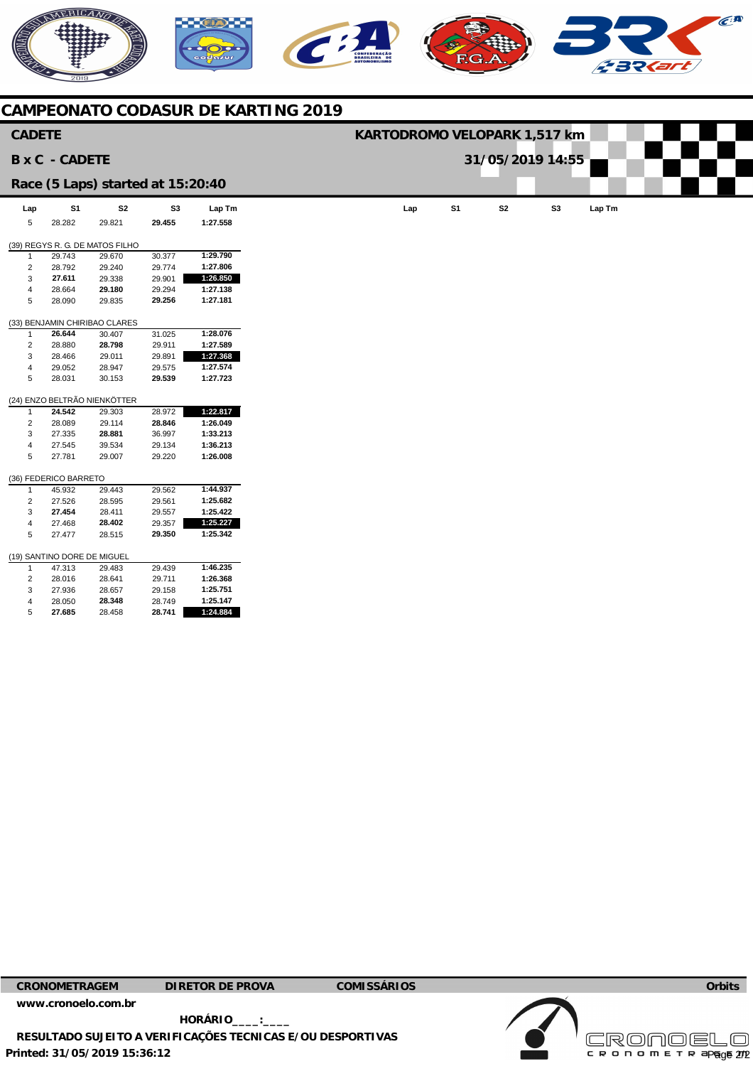# CAMPEONATO CODASUR DE KARTING 2019

## CADETE

**KARTODROMO VELOPARK 1,517 km**

**B x C - CADETE**

**31/05/2019 14:55**

**Race (5 Laps) started at 15:20:40**

| Lap | S1 | S2 | S3 | Lap Tm |
|---|---|---|---|---|
| 5 | 28.282 | 29.821 | **29.455** | **1:27.558** |

**(39) REGYS R. G. DE MATOS FILHO**

| Lap | S1 | S2 | S3 | Lap Tm |
|---|---|---|---|---|
| 1 | 29.743 | 29.670 | 30.377 | **1:29.790** |
| 2 | 28.792 | 29.240 | 29.774 | **1:27.806** |
| 3 | **27.611** | 29.338 | 29.901 | **1:26.850** |
| 4 | 28.664 | **29.180** | 29.294 | **1:27.138** |
| 5 | 28.090 | 29.835 | **29.256** | **1:27.181** |

**(33) BENJAMIN CHIRIBAO CLARES**

| Lap | S1 | S2 | S3 | Lap Tm |
|---|---|---|---|---|
| 1 | **26.644** | 30.407 | 31.025 | **1:28.076** |
| 2 | 28.880 | **28.798** | 29.911 | **1:27.589** |
| 3 | 28.466 | 29.011 | 29.891 | **1:27.368** |
| 4 | 29.052 | 28.947 | 29.575 | **1:27.574** |
| 5 | 28.031 | 30.153 | **29.539** | **1:27.723** |

**(24) ENZO BELTRÃO NIENKÖTTER**

| Lap | S1 | S2 | S3 | Lap Tm |
|---|---|---|---|---|
| 1 | **24.542** | 29.303 | 28.972 | **1:22.817** |
| 2 | 28.089 | 29.114 | **28.846** | **1:26.049** |
| 3 | 27.335 | **28.881** | 36.997 | **1:33.213** |
| 4 | 27.545 | 39.534 | 29.134 | **1:36.213** |
| 5 | 27.781 | 29.007 | 29.220 | **1:26.008** |

**(36) FEDERICO BARRETO**

| Lap | S1 | S2 | S3 | Lap Tm |
|---|---|---|---|---|
| 1 | 45.932 | 29.443 | 29.562 | **1:44.937** |
| 2 | 27.526 | 28.595 | 29.561 | **1:25.682** |
| 3 | **27.454** | 28.411 | 29.557 | **1:25.422** |
| 4 | 27.468 | **28.402** | 29.357 | **1:25.227** |
| 5 | 27.477 | 28.515 | **29.350** | **1:25.342** |

**(19) SANTINO DORE DE MIGUEL**

| Lap | S1 | S2 | S3 | Lap Tm |
|---|---|---|---|---|
| 1 | 47.313 | 29.483 | 29.439 | **1:46.235** |
| 2 | 28.016 | 28.641 | 29.711 | **1:26.368** |
| 3 | 27.936 | 28.657 | 29.158 | **1:25.751** |
| 4 | 28.050 | **28.348** | 28.749 | **1:25.147** |
| 5 | **27.685** | 28.458 | **28.741** | **1:24.884** |

**CRONOMETRAGEM** **DIRETOR DE PROVA** **COMISSÁRIOS** **Orbits**

**www.cronoelo.com.br**

**HORÁRIO____:____**

**RESULTADO SUJEITO A VERIFICAÇÕES TECNICAS E/OU DESPORTIVAS**

**Printed: 31/05/2019 15:36:12**